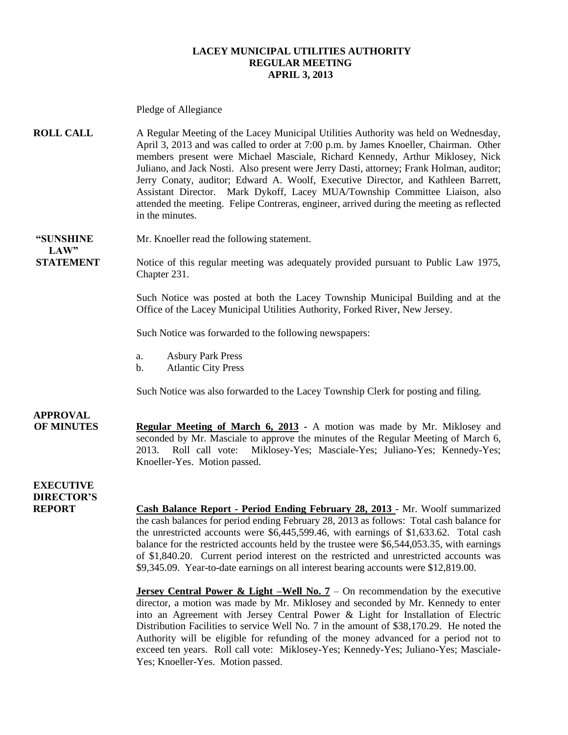# LACEY MUNICIPAL UTILITIES AUTHORITY
## REGULAR MEETING
## APRIL 3, 2013

Pledge of Allegiance

**ROLL CALL**

A Regular Meeting of the Lacey Municipal Utilities Authority was held on Wednesday, April 3, 2013 and was called to order at 7:00 p.m. by James Knoeller, Chairman. Other members present were Michael Masciale, Richard Kennedy, Arthur Miklosey, Nick Juliano, and Jack Nosti. Also present were Jerry Dasti, attorney; Frank Holman, auditor; Jerry Conaty, auditor; Edward A. Woolf, Executive Director, and Kathleen Barrett, Assistant Director. Mark Dykoff, Lacey MUA/Township Committee Liaison, also attended the meeting. Felipe Contreras, engineer, arrived during the meeting as reflected in the minutes.

**"SUNSHINE LAW" STATEMENT**

Mr. Knoeller read the following statement.

Notice of this regular meeting was adequately provided pursuant to Public Law 1975, Chapter 231.

Such Notice was posted at both the Lacey Township Municipal Building and at the Office of the Lacey Municipal Utilities Authority, Forked River, New Jersey.

Such Notice was forwarded to the following newspapers:

a. Asbury Park Press
b. Atlantic City Press

Such Notice was also forwarded to the Lacey Township Clerk for posting and filing.

**APPROVAL OF MINUTES**

**Regular Meeting of March 6, 2013** - A motion was made by Mr. Miklosey and seconded by Mr. Masciale to approve the minutes of the Regular Meeting of March 6, 2013. Roll call vote: Miklosey-Yes; Masciale-Yes; Juliano-Yes; Kennedy-Yes; Knoeller-Yes. Motion passed.

**EXECUTIVE DIRECTOR'S REPORT**

**Cash Balance Report - Period Ending February 28, 2013** - Mr. Woolf summarized the cash balances for period ending February 28, 2013 as follows: Total cash balance for the unrestricted accounts were $6,445,599.46, with earnings of $1,633.62. Total cash balance for the restricted accounts held by the trustee were $6,544,053.35, with earnings of $1,840.20. Current period interest on the restricted and unrestricted accounts was $9,345.09. Year-to-date earnings on all interest bearing accounts were $12,819.00.

**Jersey Central Power & Light –Well No. 7** – On recommendation by the executive director, a motion was made by Mr. Miklosey and seconded by Mr. Kennedy to enter into an Agreement with Jersey Central Power & Light for Installation of Electric Distribution Facilities to service Well No. 7 in the amount of $38,170.29. He noted the Authority will be eligible for refunding of the money advanced for a period not to exceed ten years. Roll call vote: Miklosey-Yes; Kennedy-Yes; Juliano-Yes; Masciale-Yes; Knoeller-Yes. Motion passed.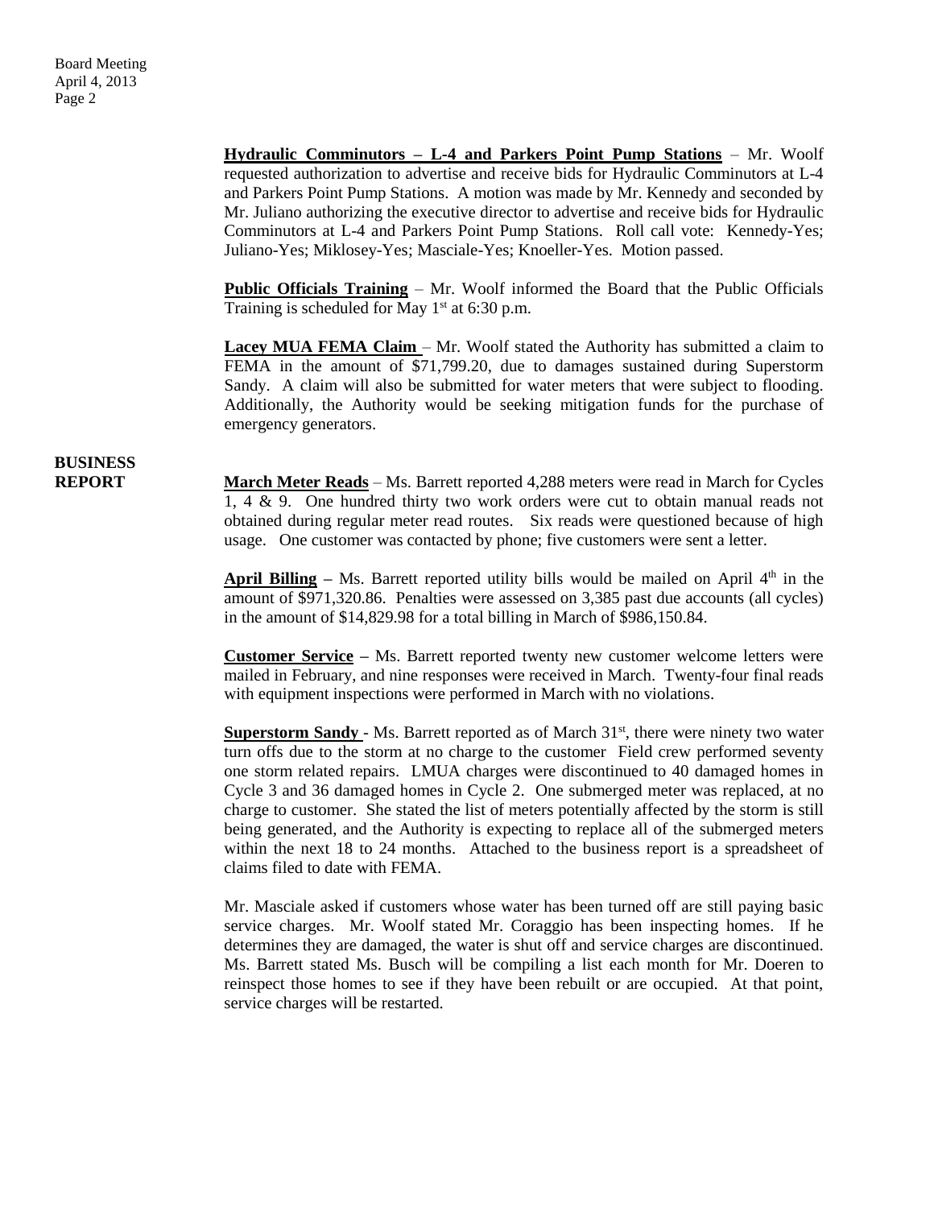**Hydraulic Comminutors – L-4 and Parkers Point Pump Stations** – Mr. Woolf requested authorization to advertise and receive bids for Hydraulic Comminutors at L-4 and Parkers Point Pump Stations. A motion was made by Mr. Kennedy and seconded by Mr. Juliano authorizing the executive director to advertise and receive bids for Hydraulic Comminutors at L-4 and Parkers Point Pump Stations. Roll call vote: Kennedy-Yes; Juliano-Yes; Miklosey-Yes; Masciale-Yes; Knoeller-Yes. Motion passed.

**Public Officials Training** – Mr. Woolf informed the Board that the Public Officials Training is scheduled for May 1st at 6:30 p.m.

**Lacey MUA FEMA Claim** – Mr. Woolf stated the Authority has submitted a claim to FEMA in the amount of $71,799.20, due to damages sustained during Superstorm Sandy. A claim will also be submitted for water meters that were subject to flooding. Additionally, the Authority would be seeking mitigation funds for the purchase of emergency generators.

**BUSINESS REPORT**

**March Meter Reads** – Ms. Barrett reported 4,288 meters were read in March for Cycles 1, 4 & 9. One hundred thirty two work orders were cut to obtain manual reads not obtained during regular meter read routes. Six reads were questioned because of high usage. One customer was contacted by phone; five customers were sent a letter.

**April Billing** – Ms. Barrett reported utility bills would be mailed on April 4th in the amount of $971,320.86. Penalties were assessed on 3,385 past due accounts (all cycles) in the amount of $14,829.98 for a total billing in March of $986,150.84.

**Customer Service** – Ms. Barrett reported twenty new customer welcome letters were mailed in February, and nine responses were received in March. Twenty-four final reads with equipment inspections were performed in March with no violations.

**Superstorm Sandy** - Ms. Barrett reported as of March 31st, there were ninety two water turn offs due to the storm at no charge to the customer Field crew performed seventy one storm related repairs. LMUA charges were discontinued to 40 damaged homes in Cycle 3 and 36 damaged homes in Cycle 2. One submerged meter was replaced, at no charge to customer. She stated the list of meters potentially affected by the storm is still being generated, and the Authority is expecting to replace all of the submerged meters within the next 18 to 24 months. Attached to the business report is a spreadsheet of claims filed to date with FEMA.

Mr. Masciale asked if customers whose water has been turned off are still paying basic service charges. Mr. Woolf stated Mr. Coraggio has been inspecting homes. If he determines they are damaged, the water is shut off and service charges are discontinued. Ms. Barrett stated Ms. Busch will be compiling a list each month for Mr. Doeren to reinspect those homes to see if they have been rebuilt or are occupied. At that point, service charges will be restarted.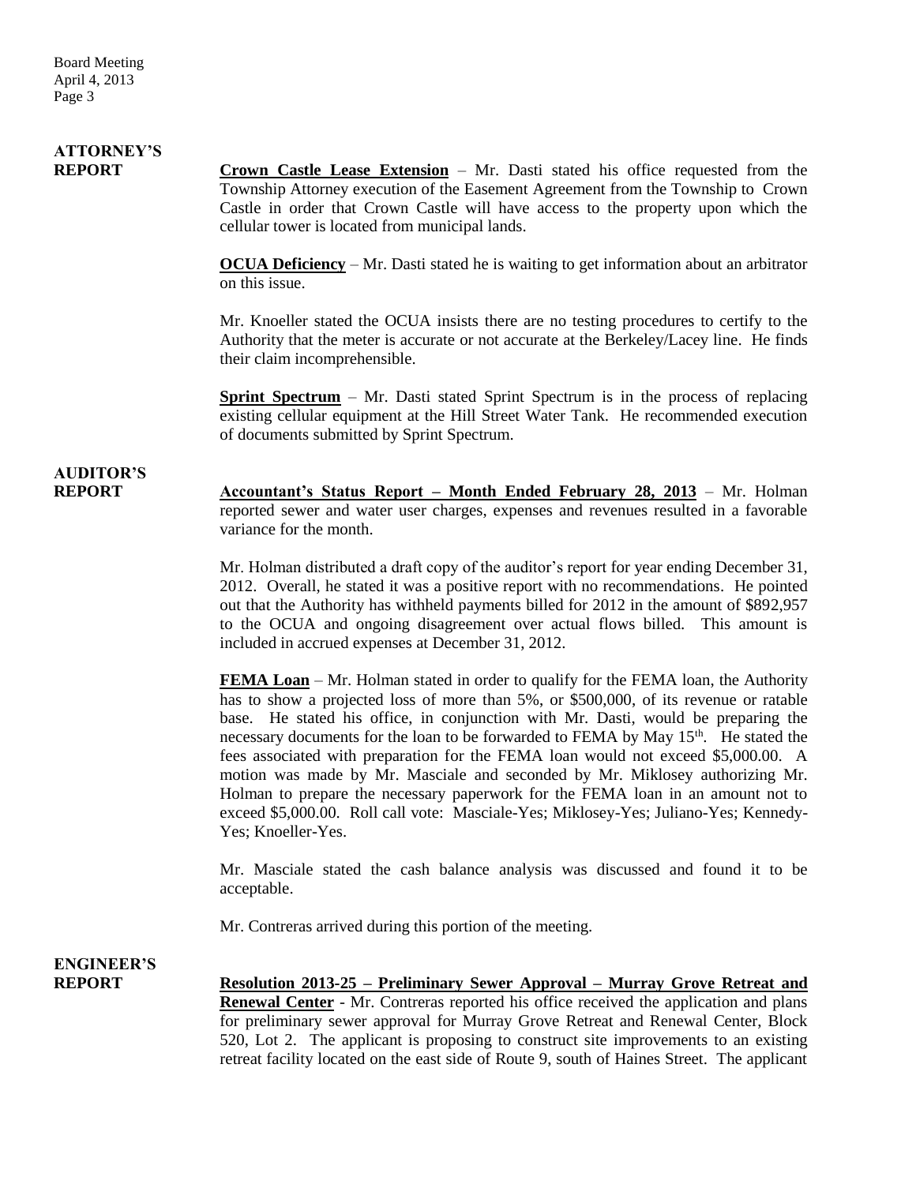**ATTORNEY'S REPORT**

**Crown Castle Lease Extension** – Mr. Dasti stated his office requested from the Township Attorney execution of the Easement Agreement from the Township to Crown Castle in order that Crown Castle will have access to the property upon which the cellular tower is located from municipal lands.

**OCUA Deficiency** – Mr. Dasti stated he is waiting to get information about an arbitrator on this issue.

Mr. Knoeller stated the OCUA insists there are no testing procedures to certify to the Authority that the meter is accurate or not accurate at the Berkeley/Lacey line. He finds their claim incomprehensible.

**Sprint Spectrum** – Mr. Dasti stated Sprint Spectrum is in the process of replacing existing cellular equipment at the Hill Street Water Tank. He recommended execution of documents submitted by Sprint Spectrum.

**AUDITOR'S REPORT**

**Accountant's Status Report – Month Ended February 28, 2013** – Mr. Holman reported sewer and water user charges, expenses and revenues resulted in a favorable variance for the month.

Mr. Holman distributed a draft copy of the auditor's report for year ending December 31, 2012. Overall, he stated it was a positive report with no recommendations. He pointed out that the Authority has withheld payments billed for 2012 in the amount of $892,957 to the OCUA and ongoing disagreement over actual flows billed. This amount is included in accrued expenses at December 31, 2012.

**FEMA Loan** – Mr. Holman stated in order to qualify for the FEMA loan, the Authority has to show a projected loss of more than 5%, or $500,000, of its revenue or ratable base. He stated his office, in conjunction with Mr. Dasti, would be preparing the necessary documents for the loan to be forwarded to FEMA by May 15th. He stated the fees associated with preparation for the FEMA loan would not exceed $5,000.00. A motion was made by Mr. Masciale and seconded by Mr. Miklosey authorizing Mr. Holman to prepare the necessary paperwork for the FEMA loan in an amount not to exceed $5,000.00. Roll call vote: Masciale-Yes; Miklosey-Yes; Juliano-Yes; Kennedy-Yes; Knoeller-Yes.

Mr. Masciale stated the cash balance analysis was discussed and found it to be acceptable.

Mr. Contreras arrived during this portion of the meeting.

**ENGINEER'S REPORT**

**Resolution 2013-25 – Preliminary Sewer Approval – Murray Grove Retreat and Renewal Center** - Mr. Contreras reported his office received the application and plans for preliminary sewer approval for Murray Grove Retreat and Renewal Center, Block 520, Lot 2. The applicant is proposing to construct site improvements to an existing retreat facility located on the east side of Route 9, south of Haines Street. The applicant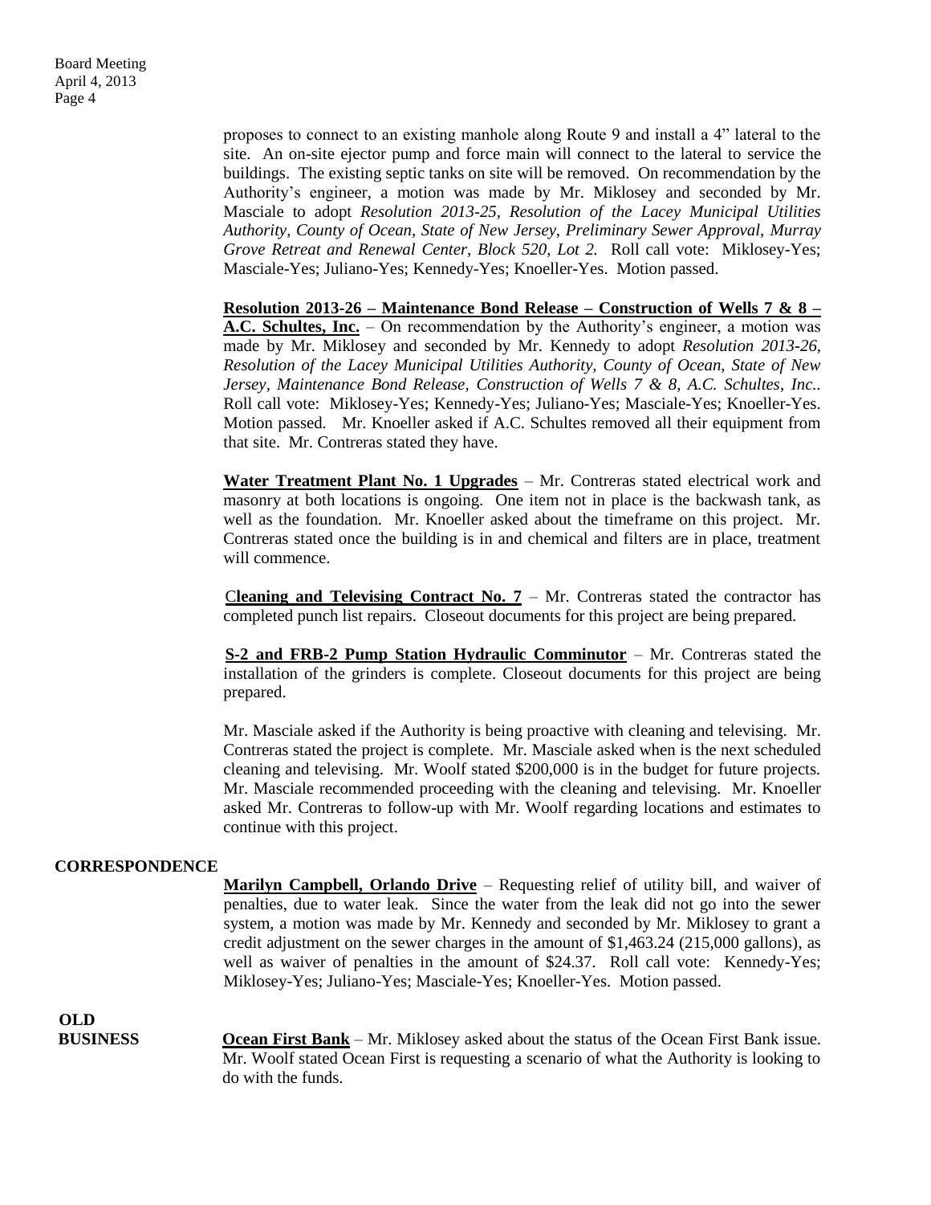proposes to connect to an existing manhole along Route 9 and install a 4" lateral to the site. An on-site ejector pump and force main will connect to the lateral to service the buildings. The existing septic tanks on site will be removed. On recommendation by the Authority's engineer, a motion was made by Mr. Miklosey and seconded by Mr. Masciale to adopt *Resolution 2013-25, Resolution of the Lacey Municipal Utilities Authority, County of Ocean, State of New Jersey, Preliminary Sewer Approval, Murray Grove Retreat and Renewal Center, Block 520, Lot 2.* Roll call vote: Miklosey-Yes; Masciale-Yes; Juliano-Yes; Kennedy-Yes; Knoeller-Yes. Motion passed.

**Resolution 2013-26 – Maintenance Bond Release – Construction of Wells 7 & 8 – A.C. Schultes, Inc.** – On recommendation by the Authority's engineer, a motion was made by Mr. Miklosey and seconded by Mr. Kennedy to adopt *Resolution 2013-26, Resolution of the Lacey Municipal Utilities Authority, County of Ocean, State of New Jersey, Maintenance Bond Release, Construction of Wells 7 & 8, A.C. Schultes, Inc..* Roll call vote: Miklosey-Yes; Kennedy-Yes; Juliano-Yes; Masciale-Yes; Knoeller-Yes. Motion passed. Mr. Knoeller asked if A.C. Schultes removed all their equipment from that site. Mr. Contreras stated they have.

**Water Treatment Plant No. 1 Upgrades** – Mr. Contreras stated electrical work and masonry at both locations is ongoing. One item not in place is the backwash tank, as well as the foundation. Mr. Knoeller asked about the timeframe on this project. Mr. Contreras stated once the building is in and chemical and filters are in place, treatment will commence.

**Cleaning and Televising Contract No. 7** – Mr. Contreras stated the contractor has completed punch list repairs. Closeout documents for this project are being prepared.

**S-2 and FRB-2 Pump Station Hydraulic Comminutor** – Mr. Contreras stated the installation of the grinders is complete. Closeout documents for this project are being prepared.

Mr. Masciale asked if the Authority is being proactive with cleaning and televising. Mr. Contreras stated the project is complete. Mr. Masciale asked when is the next scheduled cleaning and televising. Mr. Woolf stated $200,000 is in the budget for future projects. Mr. Masciale recommended proceeding with the cleaning and televising. Mr. Knoeller asked Mr. Contreras to follow-up with Mr. Woolf regarding locations and estimates to continue with this project.

## CORRESPONDENCE

**Marilyn Campbell, Orlando Drive** – Requesting relief of utility bill, and waiver of penalties, due to water leak. Since the water from the leak did not go into the sewer system, a motion was made by Mr. Kennedy and seconded by Mr. Miklosey to grant a credit adjustment on the sewer charges in the amount of $1,463.24 (215,000 gallons), as well as waiver of penalties in the amount of $24.37. Roll call vote: Kennedy-Yes; Miklosey-Yes; Juliano-Yes; Masciale-Yes; Knoeller-Yes. Motion passed.

## OLD BUSINESS

**Ocean First Bank** – Mr. Miklosey asked about the status of the Ocean First Bank issue. Mr. Woolf stated Ocean First is requesting a scenario of what the Authority is looking to do with the funds.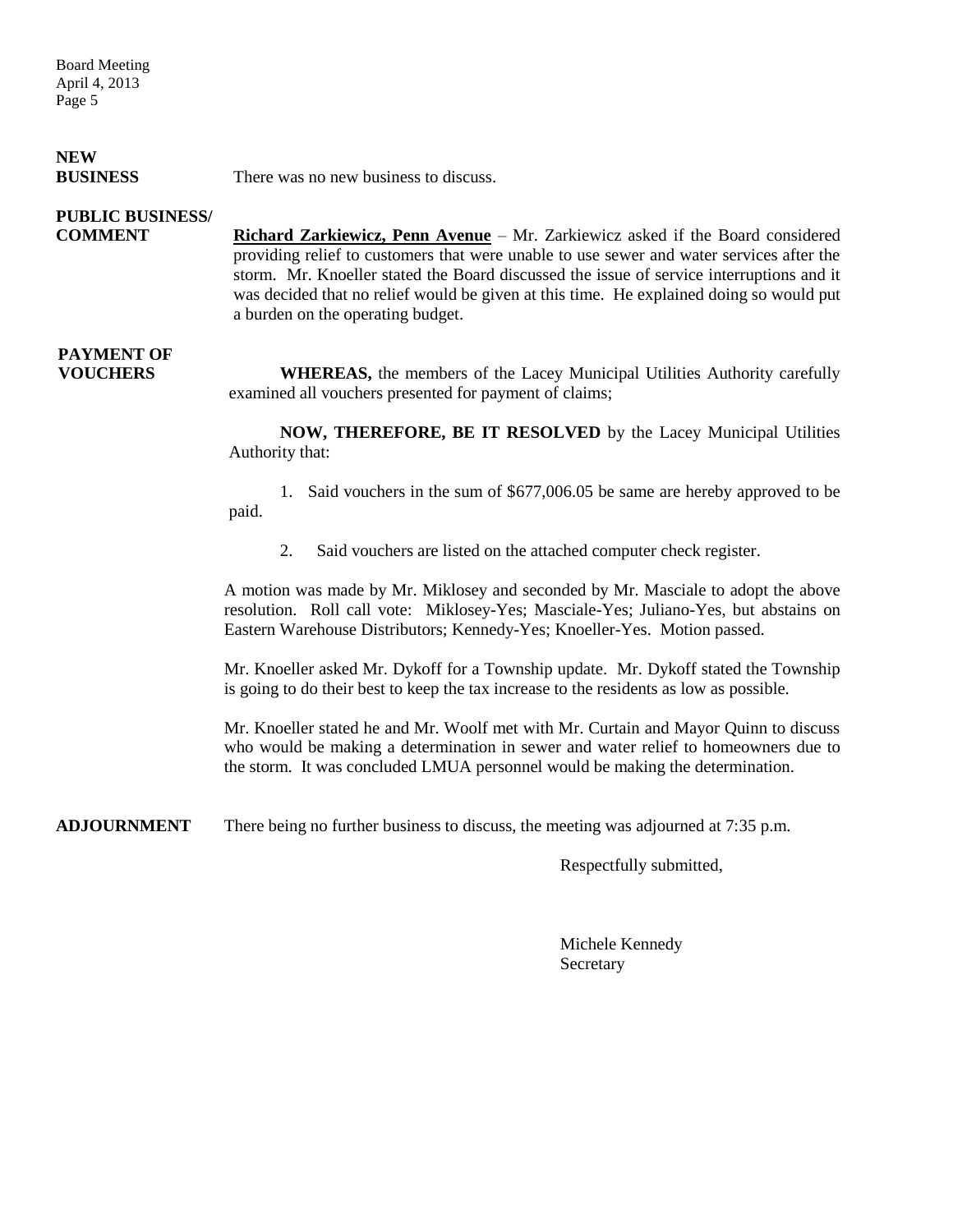**NEW BUSINESS**

There was no new business to discuss.

**PUBLIC BUSINESS/ COMMENT**

**Richard Zarkiewicz, Penn Avenue** – Mr. Zarkiewicz asked if the Board considered providing relief to customers that were unable to use sewer and water services after the storm. Mr. Knoeller stated the Board discussed the issue of service interruptions and it was decided that no relief would be given at this time. He explained doing so would put a burden on the operating budget.

**PAYMENT OF VOUCHERS**

**WHEREAS,** the members of the Lacey Municipal Utilities Authority carefully examined all vouchers presented for payment of claims;

**NOW, THEREFORE, BE IT RESOLVED** by the Lacey Municipal Utilities Authority that:

1. Said vouchers in the sum of $677,006.05 be same are hereby approved to be paid.
2. Said vouchers are listed on the attached computer check register.

A motion was made by Mr. Miklosey and seconded by Mr. Masciale to adopt the above resolution. Roll call vote: Miklosey-Yes; Masciale-Yes; Juliano-Yes, but abstains on Eastern Warehouse Distributors; Kennedy-Yes; Knoeller-Yes. Motion passed.

Mr. Knoeller asked Mr. Dykoff for a Township update. Mr. Dykoff stated the Township is going to do their best to keep the tax increase to the residents as low as possible.

Mr. Knoeller stated he and Mr. Woolf met with Mr. Curtain and Mayor Quinn to discuss who would be making a determination in sewer and water relief to homeowners due to the storm. It was concluded LMUA personnel would be making the determination.

**ADJOURNMENT**

There being no further business to discuss, the meeting was adjourned at 7:35 p.m.

Respectfully submitted,

Michele Kennedy
Secretary